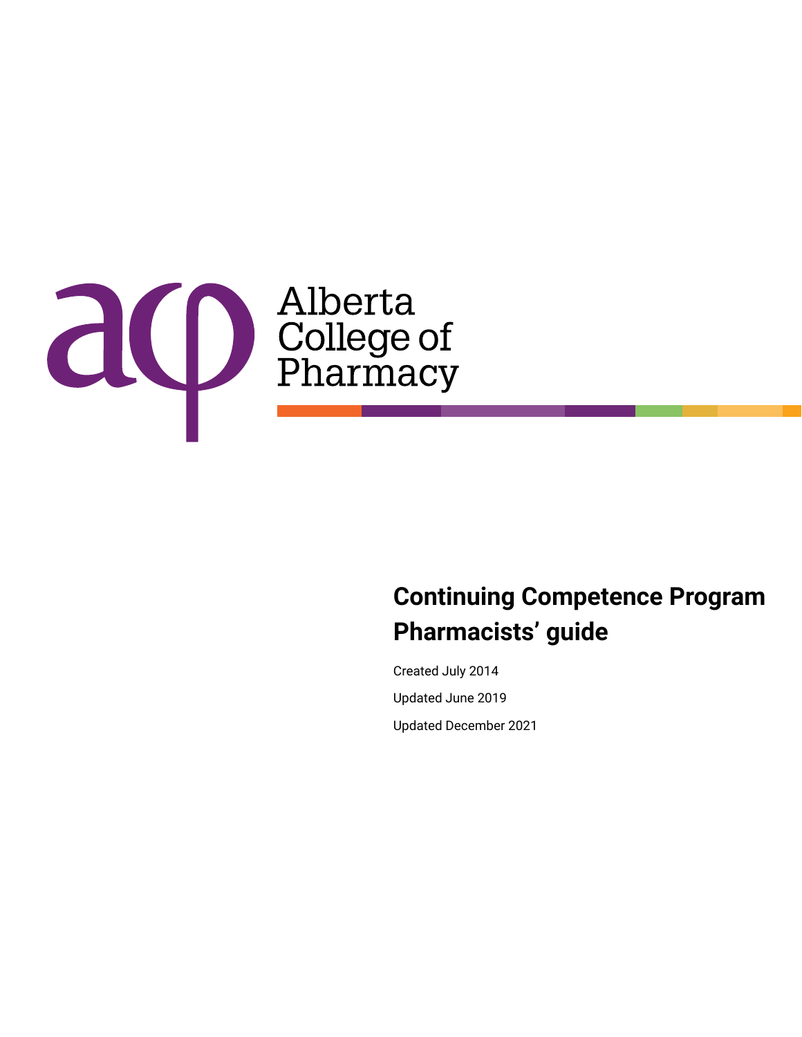Alberta College of Pharmacy

# Continuing Competence Program Pharmacists' guide

Created July 2014

Updated June 2019

Updated December 2021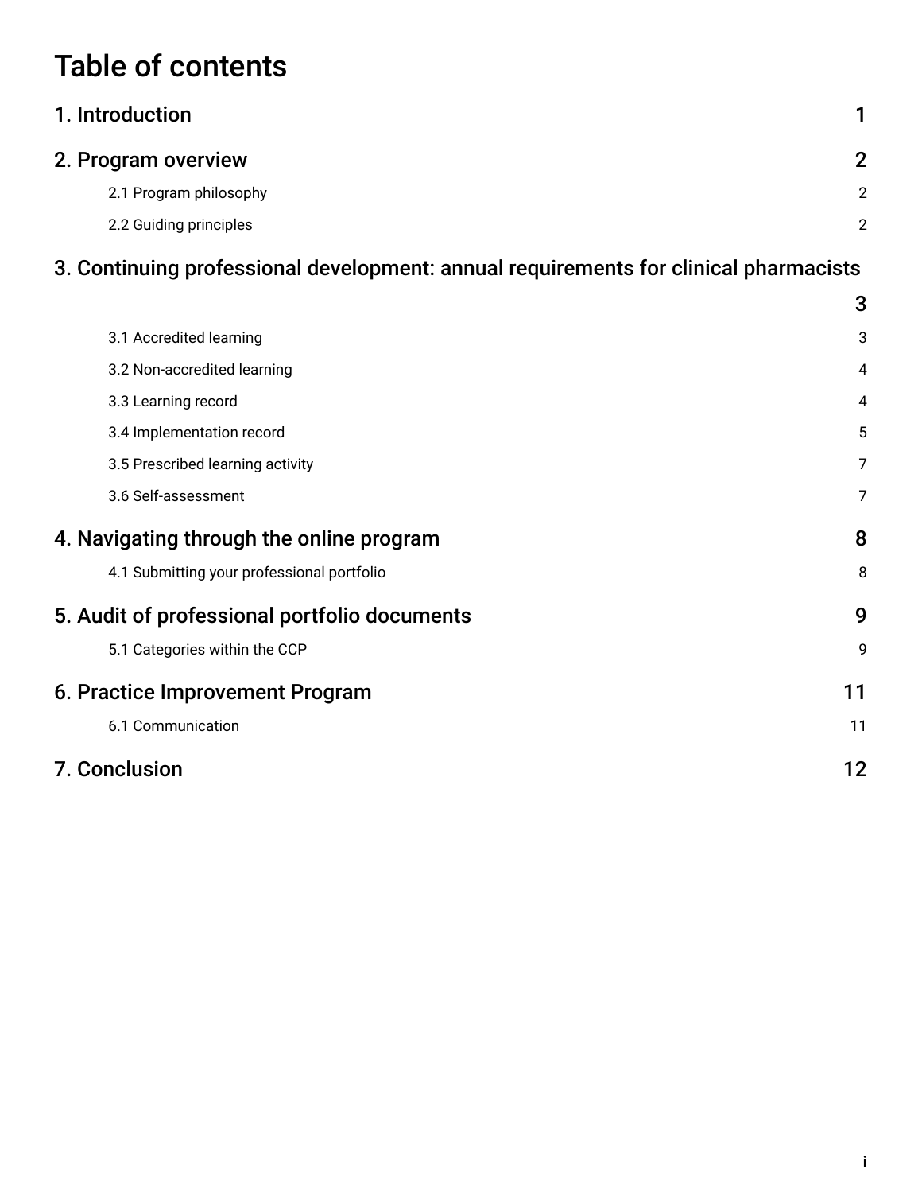# Table of contents

| | |
|---|---|
| **1. Introduction** | **1** |
| **2. Program overview** | **2** |
| 2.1 Program philosophy | 2 |
| 2.2 Guiding principles | 2 |
| **3. Continuing professional development: annual requirements for clinical pharmacists** | **3** |
| 3.1 Accredited learning | 3 |
| 3.2 Non-accredited learning | 4 |
| 3.3 Learning record | 4 |
| 3.4 Implementation record | 5 |
| 3.5 Prescribed learning activity | 7 |
| 3.6 Self-assessment | 7 |
| **4. Navigating through the online program** | **8** |
| 4.1 Submitting your professional portfolio | 8 |
| **5. Audit of professional portfolio documents** | **9** |
| 5.1 Categories within the CCP | 9 |
| **6. Practice Improvement Program** | **11** |
| 6.1 Communication | 11 |
| **7. Conclusion** | **12** |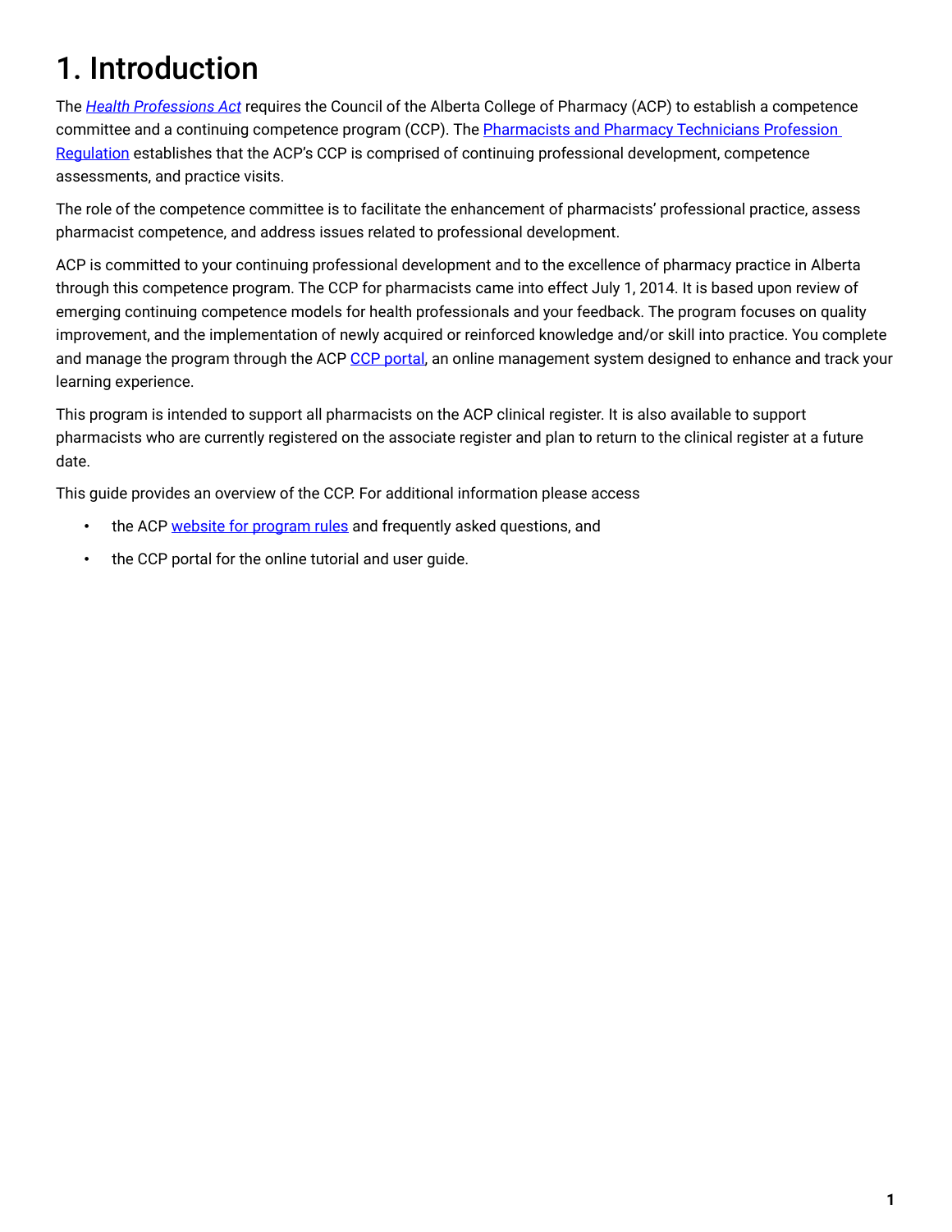# 1. Introduction

The *Health Professions Act* requires the Council of the Alberta College of Pharmacy (ACP) to establish a competence committee and a continuing competence program (CCP). The Pharmacists and Pharmacy Technicians Profession Regulation establishes that the ACP's CCP is comprised of continuing professional development, competence assessments, and practice visits.

The role of the competence committee is to facilitate the enhancement of pharmacists' professional practice, assess pharmacist competence, and address issues related to professional development.

ACP is committed to your continuing professional development and to the excellence of pharmacy practice in Alberta through this competence program. The CCP for pharmacists came into effect July 1, 2014. It is based upon review of emerging continuing competence models for health professionals and your feedback. The program focuses on quality improvement, and the implementation of newly acquired or reinforced knowledge and/or skill into practice. You complete and manage the program through the ACP CCP portal, an online management system designed to enhance and track your learning experience.

This program is intended to support all pharmacists on the ACP clinical register. It is also available to support pharmacists who are currently registered on the associate register and plan to return to the clinical register at a future date.

This guide provides an overview of the CCP. For additional information please access

- the ACP website for program rules and frequently asked questions, and
- the CCP portal for the online tutorial and user guide.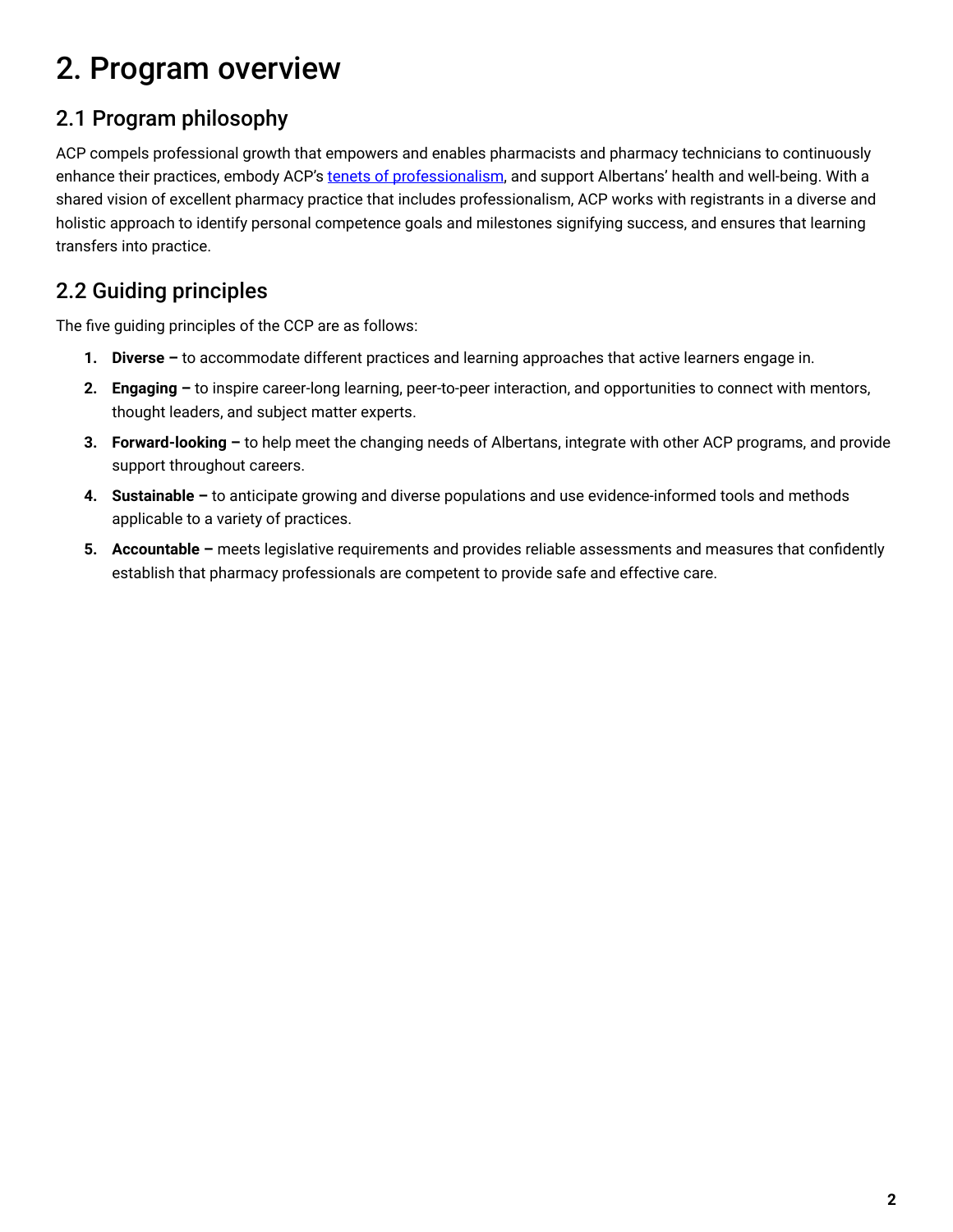# 2. Program overview

## 2.1 Program philosophy

ACP compels professional growth that empowers and enables pharmacists and pharmacy technicians to continuously enhance their practices, embody ACP's [tenets of professionalism](), and support Albertans' health and well-being. With a shared vision of excellent pharmacy practice that includes professionalism, ACP works with registrants in a diverse and holistic approach to identify personal competence goals and milestones signifying success, and ensures that learning transfers into practice.

## 2.2 Guiding principles

The five guiding principles of the CCP are as follows:

1. **Diverse –** to accommodate different practices and learning approaches that active learners engage in.
2. **Engaging –** to inspire career-long learning, peer-to-peer interaction, and opportunities to connect with mentors, thought leaders, and subject matter experts.
3. **Forward-looking –** to help meet the changing needs of Albertans, integrate with other ACP programs, and provide support throughout careers.
4. **Sustainable –** to anticipate growing and diverse populations and use evidence-informed tools and methods applicable to a variety of practices.
5. **Accountable –** meets legislative requirements and provides reliable assessments and measures that confidently establish that pharmacy professionals are competent to provide safe and effective care.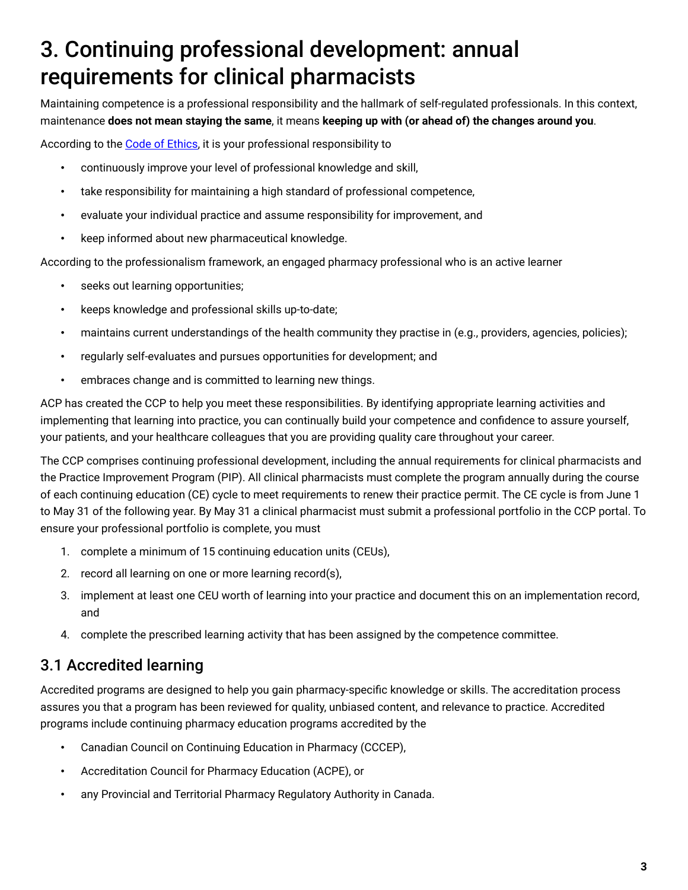# 3. Continuing professional development: annual requirements for clinical pharmacists

Maintaining competence is a professional responsibility and the hallmark of self-regulated professionals. In this context, maintenance **does not mean staying the same**, it means **keeping up with (or ahead of) the changes around you**.

According to the [Code of Ethics](), it is your professional responsibility to

- continuously improve your level of professional knowledge and skill,
- take responsibility for maintaining a high standard of professional competence,
- evaluate your individual practice and assume responsibility for improvement, and
- keep informed about new pharmaceutical knowledge.

According to the professionalism framework, an engaged pharmacy professional who is an active learner

- seeks out learning opportunities;
- keeps knowledge and professional skills up-to-date;
- maintains current understandings of the health community they practise in (e.g., providers, agencies, policies);
- regularly self-evaluates and pursues opportunities for development; and
- embraces change and is committed to learning new things.

ACP has created the CCP to help you meet these responsibilities. By identifying appropriate learning activities and implementing that learning into practice, you can continually build your competence and confidence to assure yourself, your patients, and your healthcare colleagues that you are providing quality care throughout your career.

The CCP comprises continuing professional development, including the annual requirements for clinical pharmacists and the Practice Improvement Program (PIP). All clinical pharmacists must complete the program annually during the course of each continuing education (CE) cycle to meet requirements to renew their practice permit. The CE cycle is from June 1 to May 31 of the following year. By May 31 a clinical pharmacist must submit a professional portfolio in the CCP portal. To ensure your professional portfolio is complete, you must

1. complete a minimum of 15 continuing education units (CEUs),
2. record all learning on one or more learning record(s),
3. implement at least one CEU worth of learning into your practice and document this on an implementation record, and
4. complete the prescribed learning activity that has been assigned by the competence committee.

## 3.1 Accredited learning

Accredited programs are designed to help you gain pharmacy-specific knowledge or skills. The accreditation process assures you that a program has been reviewed for quality, unbiased content, and relevance to practice. Accredited programs include continuing pharmacy education programs accredited by the

- Canadian Council on Continuing Education in Pharmacy (CCCEP),
- Accreditation Council for Pharmacy Education (ACPE), or
- any Provincial and Territorial Pharmacy Regulatory Authority in Canada.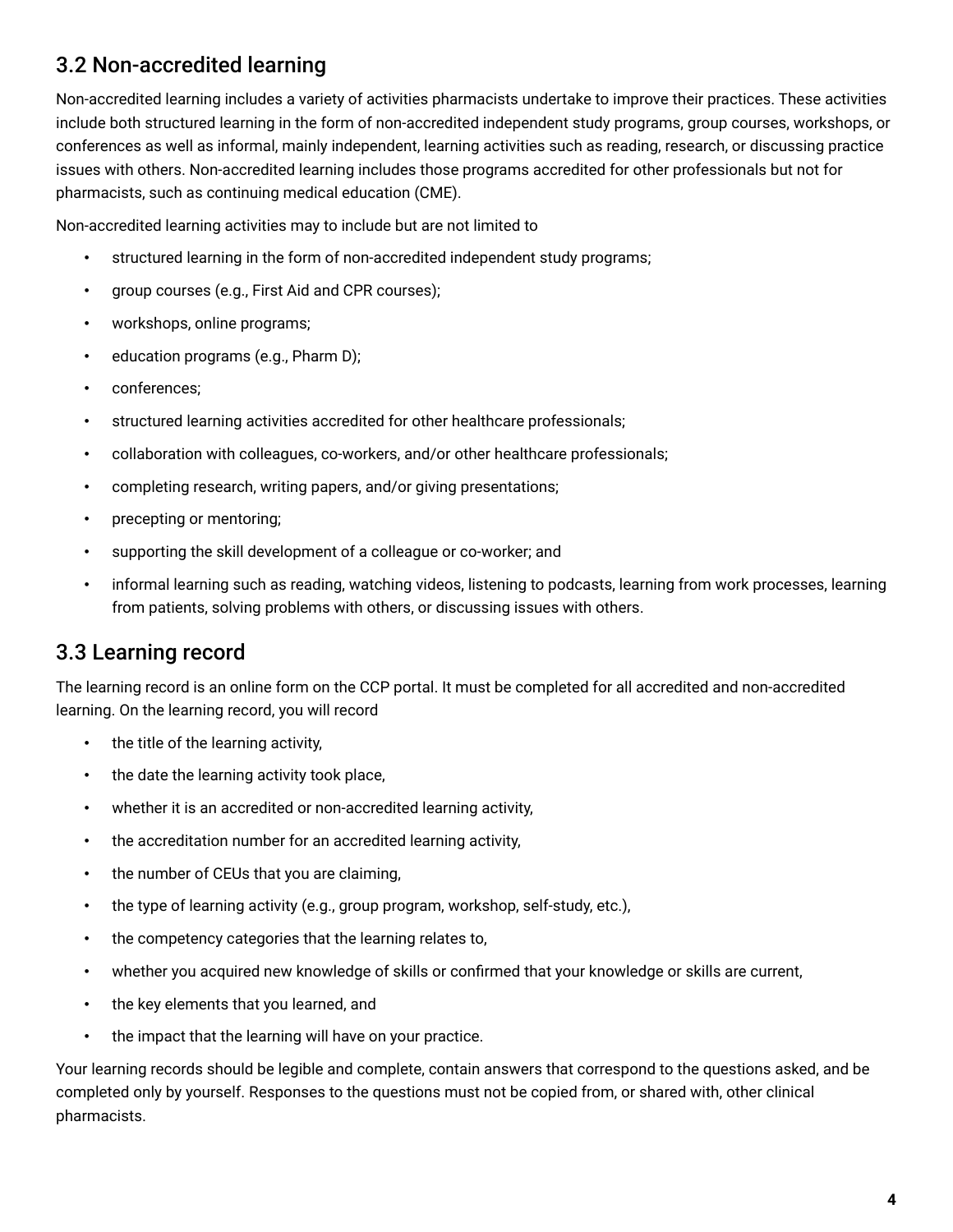## 3.2 Non-accredited learning

Non-accredited learning includes a variety of activities pharmacists undertake to improve their practices. These activities include both structured learning in the form of non-accredited independent study programs, group courses, workshops, or conferences as well as informal, mainly independent, learning activities such as reading, research, or discussing practice issues with others. Non-accredited learning includes those programs accredited for other professionals but not for pharmacists, such as continuing medical education (CME).

Non-accredited learning activities may to include but are not limited to

- structured learning in the form of non-accredited independent study programs;
- group courses (e.g., First Aid and CPR courses);
- workshops, online programs;
- education programs (e.g., Pharm D);
- conferences;
- structured learning activities accredited for other healthcare professionals;
- collaboration with colleagues, co-workers, and/or other healthcare professionals;
- completing research, writing papers, and/or giving presentations;
- precepting or mentoring;
- supporting the skill development of a colleague or co-worker; and
- informal learning such as reading, watching videos, listening to podcasts, learning from work processes, learning from patients, solving problems with others, or discussing issues with others.

## 3.3 Learning record

The learning record is an online form on the CCP portal. It must be completed for all accredited and non-accredited learning. On the learning record, you will record

- the title of the learning activity,
- the date the learning activity took place,
- whether it is an accredited or non-accredited learning activity,
- the accreditation number for an accredited learning activity,
- the number of CEUs that you are claiming,
- the type of learning activity (e.g., group program, workshop, self-study, etc.),
- the competency categories that the learning relates to,
- whether you acquired new knowledge of skills or confirmed that your knowledge or skills are current,
- the key elements that you learned, and
- the impact that the learning will have on your practice.

Your learning records should be legible and complete, contain answers that correspond to the questions asked, and be completed only by yourself. Responses to the questions must not be copied from, or shared with, other clinical pharmacists.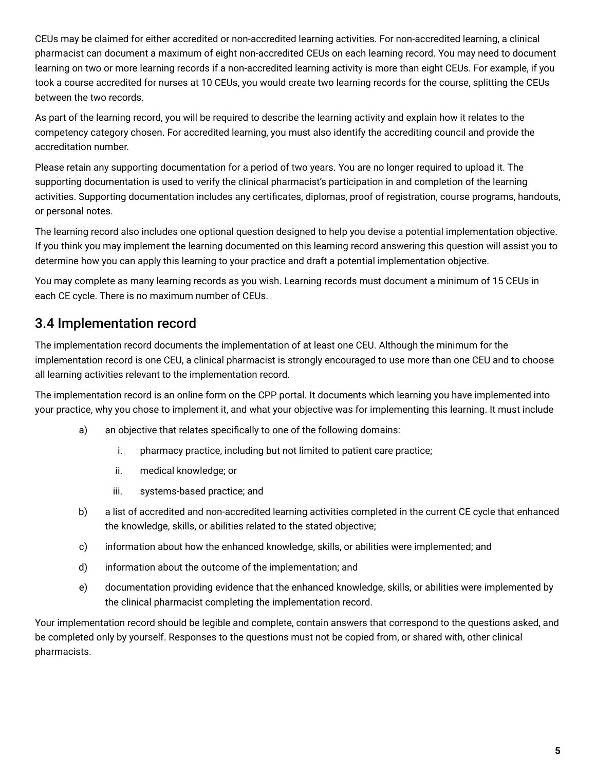CEUs may be claimed for either accredited or non-accredited learning activities. For non-accredited learning, a clinical pharmacist can document a maximum of eight non-accredited CEUs on each learning record. You may need to document learning on two or more learning records if a non-accredited learning activity is more than eight CEUs. For example, if you took a course accredited for nurses at 10 CEUs, you would create two learning records for the course, splitting the CEUs between the two records.

As part of the learning record, you will be required to describe the learning activity and explain how it relates to the competency category chosen. For accredited learning, you must also identify the accrediting council and provide the accreditation number.

Please retain any supporting documentation for a period of two years. You are no longer required to upload it. The supporting documentation is used to verify the clinical pharmacist's participation in and completion of the learning activities. Supporting documentation includes any certificates, diplomas, proof of registration, course programs, handouts, or personal notes.

The learning record also includes one optional question designed to help you devise a potential implementation objective. If you think you may implement the learning documented on this learning record answering this question will assist you to determine how you can apply this learning to your practice and draft a potential implementation objective.

You may complete as many learning records as you wish. Learning records must document a minimum of 15 CEUs in each CE cycle. There is no maximum number of CEUs.

## 3.4 Implementation record

The implementation record documents the implementation of at least one CEU. Although the minimum for the implementation record is one CEU, a clinical pharmacist is strongly encouraged to use more than one CEU and to choose all learning activities relevant to the implementation record.

The implementation record is an online form on the CPP portal. It documents which learning you have implemented into your practice, why you chose to implement it, and what your objective was for implementing this learning. It must include

a) an objective that relates specifically to one of the following domains:

   i. pharmacy practice, including but not limited to patient care practice;

   ii. medical knowledge; or

   iii. systems-based practice; and

b) a list of accredited and non-accredited learning activities completed in the current CE cycle that enhanced the knowledge, skills, or abilities related to the stated objective;

c) information about how the enhanced knowledge, skills, or abilities were implemented; and

d) information about the outcome of the implementation; and

e) documentation providing evidence that the enhanced knowledge, skills, or abilities were implemented by the clinical pharmacist completing the implementation record.

Your implementation record should be legible and complete, contain answers that correspond to the questions asked, and be completed only by yourself. Responses to the questions must not be copied from, or shared with, other clinical pharmacists.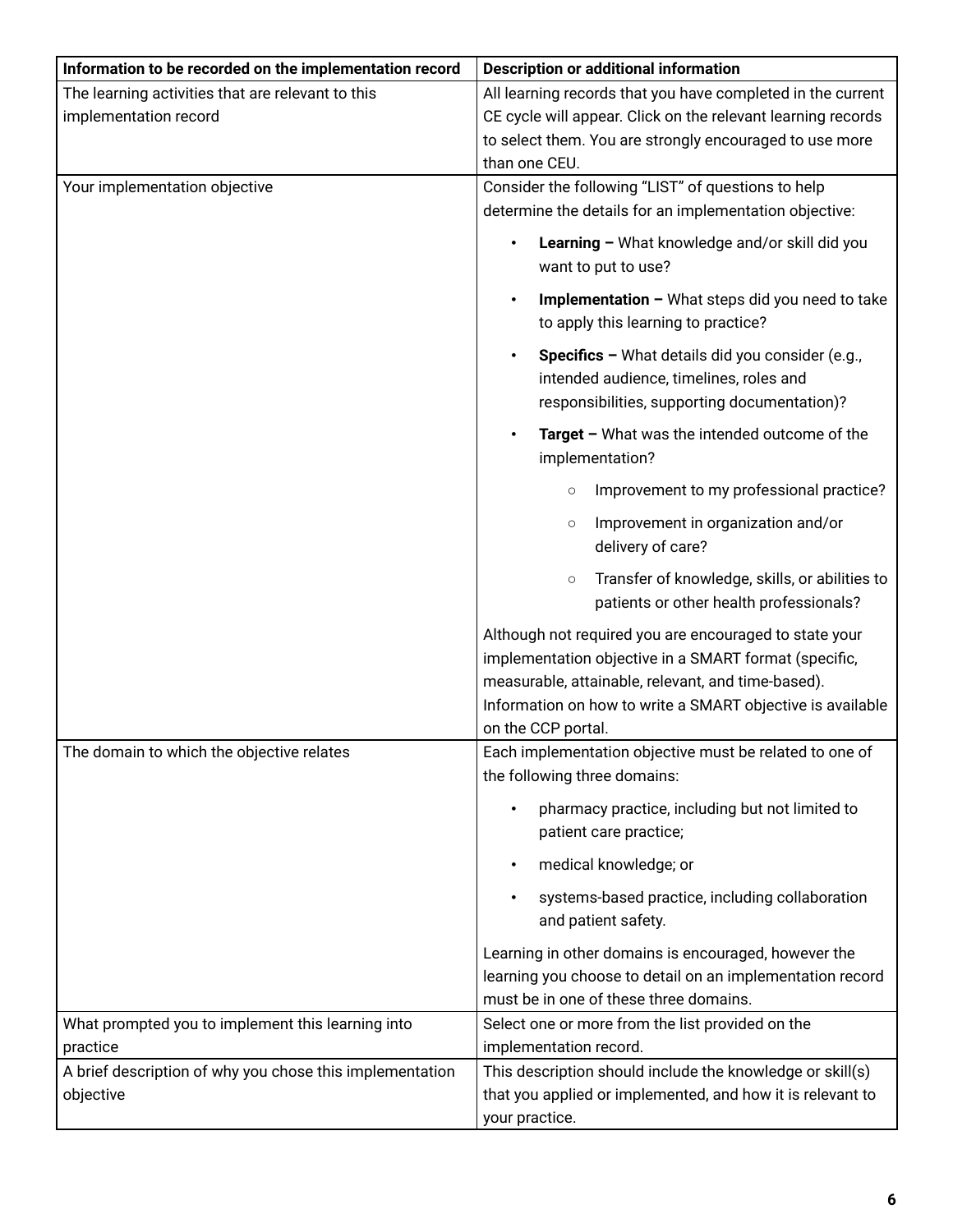| Information to be recorded on the implementation record | Description or additional information |
|---|---|
| The learning activities that are relevant to this implementation record | All learning records that you have completed in the current CE cycle will appear. Click on the relevant learning records to select them. You are strongly encouraged to use more than one CEU. |
| Your implementation objective | Consider the following "LIST" of questions to help determine the details for an implementation objective:<br><br>• **Learning –** What knowledge and/or skill did you want to put to use?<br>• **Implementation –** What steps did you need to take to apply this learning to practice?<br>• **Specifics –** What details did you consider (e.g., intended audience, timelines, roles and responsibilities, supporting documentation)?<br>• **Target –** What was the intended outcome of the implementation?<br>  ○ Improvement to my professional practice?<br>  ○ Improvement in organization and/or delivery of care?<br>  ○ Transfer of knowledge, skills, or abilities to patients or other health professionals?<br><br>Although not required you are encouraged to state your implementation objective in a SMART format (specific, measurable, attainable, relevant, and time-based). Information on how to write a SMART objective is available on the CCP portal. |
| The domain to which the objective relates | Each implementation objective must be related to one of the following three domains:<br><br>• pharmacy practice, including but not limited to patient care practice;<br>• medical knowledge; or<br>• systems-based practice, including collaboration and patient safety.<br><br>Learning in other domains is encouraged, however the learning you choose to detail on an implementation record must be in one of these three domains. |
| What prompted you to implement this learning into practice | Select one or more from the list provided on the implementation record. |
| A brief description of why you chose this implementation objective | This description should include the knowledge or skill(s) that you applied or implemented, and how it is relevant to your practice. |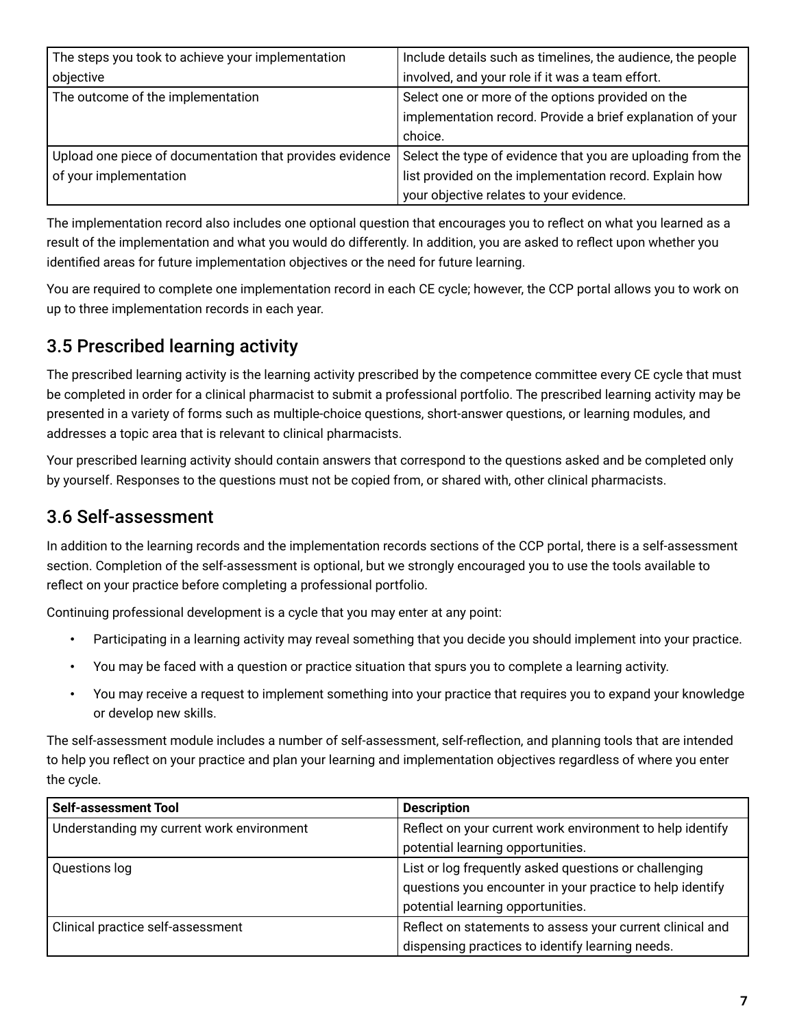| The steps you took to achieve your implementation objective | Include details such as timelines, the audience, the people involved, and your role if it was a team effort. |
|---|---|
| The outcome of the implementation | Select one or more of the options provided on the implementation record. Provide a brief explanation of your choice. |
| Upload one piece of documentation that provides evidence of your implementation | Select the type of evidence that you are uploading from the list provided on the implementation record. Explain how your objective relates to your evidence. |

The implementation record also includes one optional question that encourages you to reflect on what you learned as a result of the implementation and what you would do differently. In addition, you are asked to reflect upon whether you identified areas for future implementation objectives or the need for future learning.

You are required to complete one implementation record in each CE cycle; however, the CCP portal allows you to work on up to three implementation records in each year.

## 3.5 Prescribed learning activity

The prescribed learning activity is the learning activity prescribed by the competence committee every CE cycle that must be completed in order for a clinical pharmacist to submit a professional portfolio. The prescribed learning activity may be presented in a variety of forms such as multiple-choice questions, short-answer questions, or learning modules, and addresses a topic area that is relevant to clinical pharmacists.

Your prescribed learning activity should contain answers that correspond to the questions asked and be completed only by yourself. Responses to the questions must not be copied from, or shared with, other clinical pharmacists.

## 3.6 Self-assessment

In addition to the learning records and the implementation records sections of the CCP portal, there is a self-assessment section. Completion of the self-assessment is optional, but we strongly encouraged you to use the tools available to reflect on your practice before completing a professional portfolio.

Continuing professional development is a cycle that you may enter at any point:

- Participating in a learning activity may reveal something that you decide you should implement into your practice.
- You may be faced with a question or practice situation that spurs you to complete a learning activity.
- You may receive a request to implement something into your practice that requires you to expand your knowledge or develop new skills.

The self-assessment module includes a number of self-assessment, self-reflection, and planning tools that are intended to help you reflect on your practice and plan your learning and implementation objectives regardless of where you enter the cycle.

| **Self-assessment Tool** | **Description** |
|---|---|
| Understanding my current work environment | Reflect on your current work environment to help identify potential learning opportunities. |
| Questions log | List or log frequently asked questions or challenging questions you encounter in your practice to help identify potential learning opportunities. |
| Clinical practice self-assessment | Reflect on statements to assess your current clinical and dispensing practices to identify learning needs. |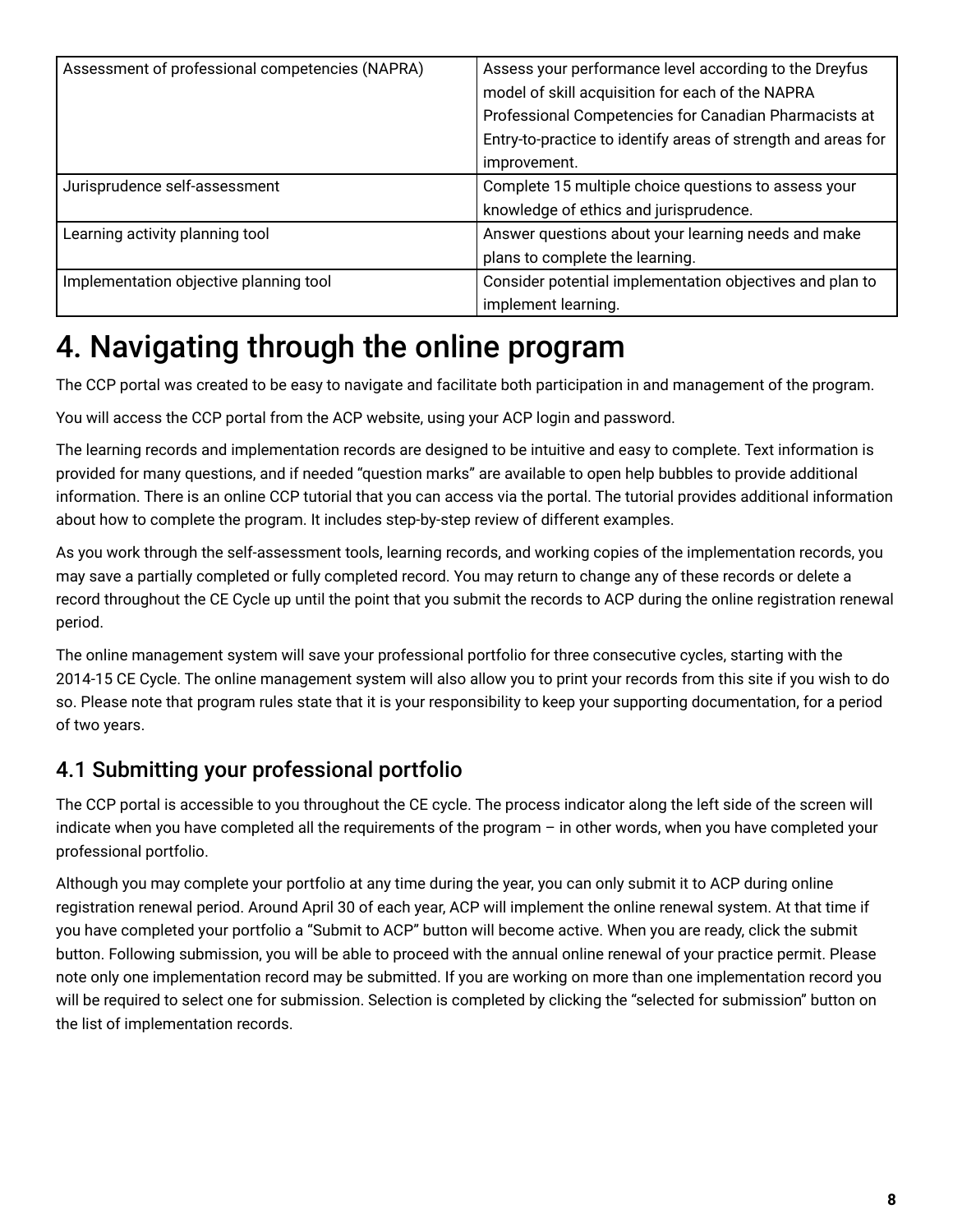| | |
|---|---|
| Assessment of professional competencies (NAPRA) | Assess your performance level according to the Dreyfus model of skill acquisition for each of the NAPRA Professional Competencies for Canadian Pharmacists at Entry-to-practice to identify areas of strength and areas for improvement. |
| Jurisprudence self-assessment | Complete 15 multiple choice questions to assess your knowledge of ethics and jurisprudence. |
| Learning activity planning tool | Answer questions about your learning needs and make plans to complete the learning. |
| Implementation objective planning tool | Consider potential implementation objectives and plan to implement learning. |

# 4. Navigating through the online program

The CCP portal was created to be easy to navigate and facilitate both participation in and management of the program.

You will access the CCP portal from the ACP website, using your ACP login and password.

The learning records and implementation records are designed to be intuitive and easy to complete. Text information is provided for many questions, and if needed "question marks" are available to open help bubbles to provide additional information. There is an online CCP tutorial that you can access via the portal. The tutorial provides additional information about how to complete the program. It includes step-by-step review of different examples.

As you work through the self-assessment tools, learning records, and working copies of the implementation records, you may save a partially completed or fully completed record. You may return to change any of these records or delete a record throughout the CE Cycle up until the point that you submit the records to ACP during the online registration renewal period.

The online management system will save your professional portfolio for three consecutive cycles, starting with the 2014-15 CE Cycle. The online management system will also allow you to print your records from this site if you wish to do so. Please note that program rules state that it is your responsibility to keep your supporting documentation, for a period of two years.

## 4.1 Submitting your professional portfolio

The CCP portal is accessible to you throughout the CE cycle. The process indicator along the left side of the screen will indicate when you have completed all the requirements of the program – in other words, when you have completed your professional portfolio.

Although you may complete your portfolio at any time during the year, you can only submit it to ACP during online registration renewal period. Around April 30 of each year, ACP will implement the online renewal system. At that time if you have completed your portfolio a "Submit to ACP" button will become active. When you are ready, click the submit button. Following submission, you will be able to proceed with the annual online renewal of your practice permit. Please note only one implementation record may be submitted. If you are working on more than one implementation record you will be required to select one for submission. Selection is completed by clicking the "selected for submission" button on the list of implementation records.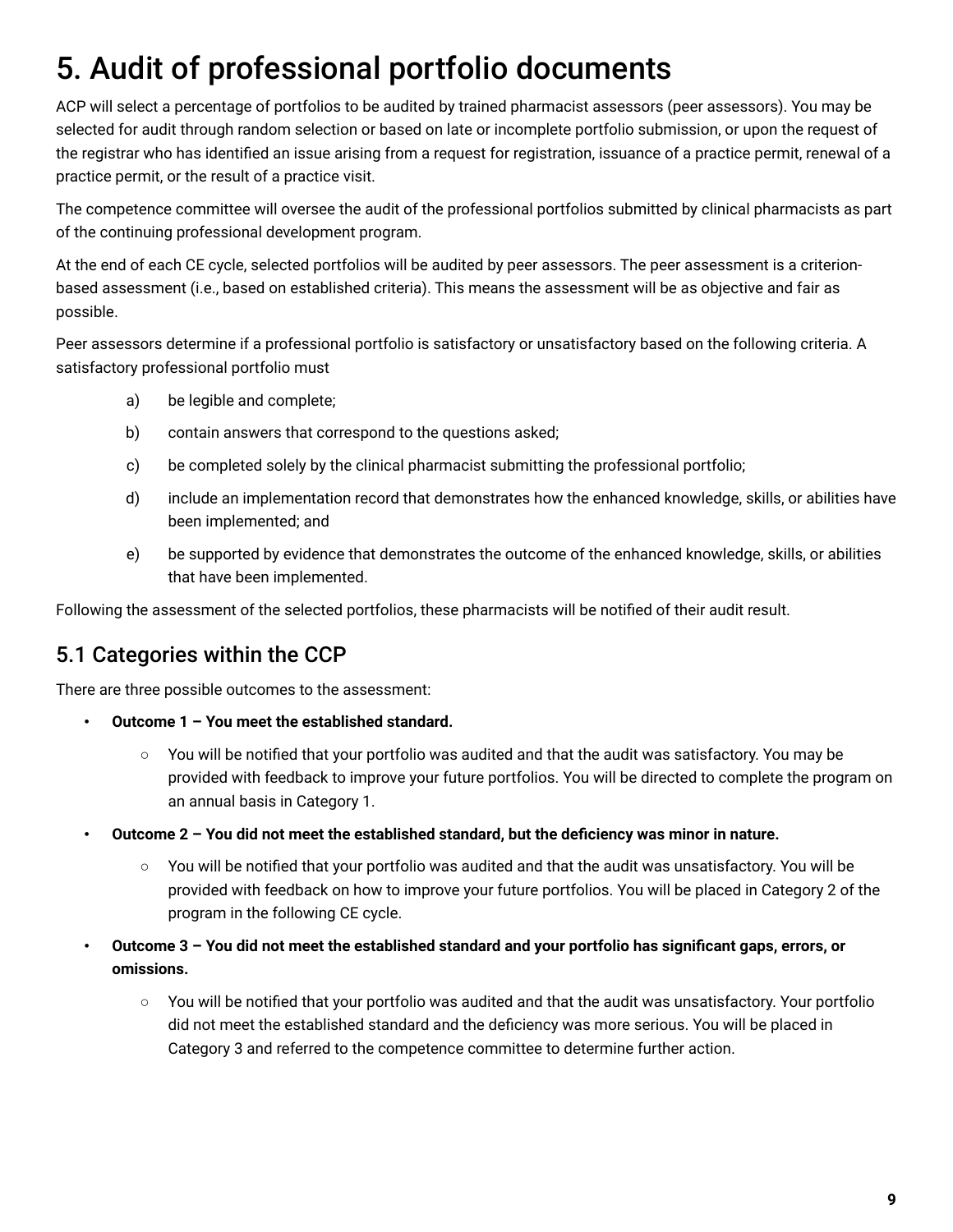# 5. Audit of professional portfolio documents

ACP will select a percentage of portfolios to be audited by trained pharmacist assessors (peer assessors). You may be selected for audit through random selection or based on late or incomplete portfolio submission, or upon the request of the registrar who has identified an issue arising from a request for registration, issuance of a practice permit, renewal of a practice permit, or the result of a practice visit.

The competence committee will oversee the audit of the professional portfolios submitted by clinical pharmacists as part of the continuing professional development program.

At the end of each CE cycle, selected portfolios will be audited by peer assessors. The peer assessment is a criterion-based assessment (i.e., based on established criteria). This means the assessment will be as objective and fair as possible.

Peer assessors determine if a professional portfolio is satisfactory or unsatisfactory based on the following criteria. A satisfactory professional portfolio must

a) be legible and complete;

b) contain answers that correspond to the questions asked;

c) be completed solely by the clinical pharmacist submitting the professional portfolio;

d) include an implementation record that demonstrates how the enhanced knowledge, skills, or abilities have been implemented; and

e) be supported by evidence that demonstrates the outcome of the enhanced knowledge, skills, or abilities that have been implemented.

Following the assessment of the selected portfolios, these pharmacists will be notified of their audit result.

## 5.1 Categories within the CCP

There are three possible outcomes to the assessment:

- **Outcome 1 – You meet the established standard.**
  - You will be notified that your portfolio was audited and that the audit was satisfactory. You may be provided with feedback to improve your future portfolios. You will be directed to complete the program on an annual basis in Category 1.
- **Outcome 2 – You did not meet the established standard, but the deficiency was minor in nature.**
  - You will be notified that your portfolio was audited and that the audit was unsatisfactory. You will be provided with feedback on how to improve your future portfolios. You will be placed in Category 2 of the program in the following CE cycle.
- **Outcome 3 – You did not meet the established standard and your portfolio has significant gaps, errors, or omissions.**
  - You will be notified that your portfolio was audited and that the audit was unsatisfactory. Your portfolio did not meet the established standard and the deficiency was more serious. You will be placed in Category 3 and referred to the competence committee to determine further action.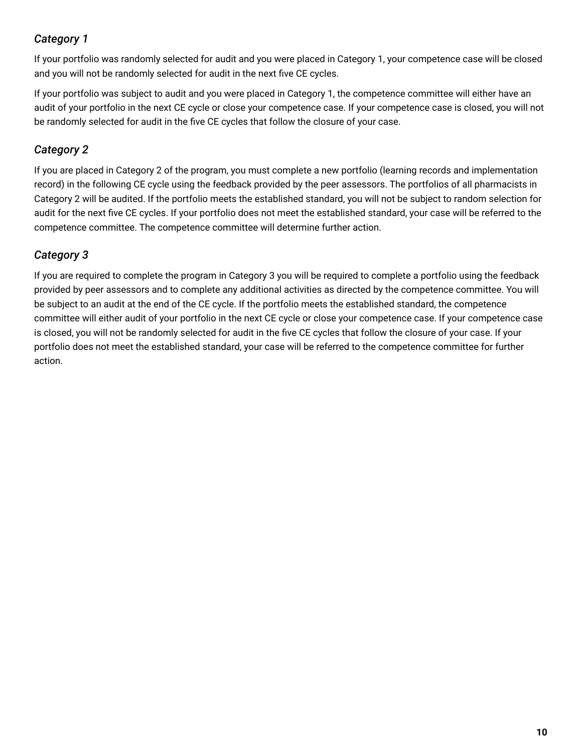### *Category 1*

If your portfolio was randomly selected for audit and you were placed in Category 1, your competence case will be closed and you will not be randomly selected for audit in the next five CE cycles.

If your portfolio was subject to audit and you were placed in Category 1, the competence committee will either have an audit of your portfolio in the next CE cycle or close your competence case. If your competence case is closed, you will not be randomly selected for audit in the five CE cycles that follow the closure of your case.

### *Category 2*

If you are placed in Category 2 of the program, you must complete a new portfolio (learning records and implementation record) in the following CE cycle using the feedback provided by the peer assessors. The portfolios of all pharmacists in Category 2 will be audited. If the portfolio meets the established standard, you will not be subject to random selection for audit for the next five CE cycles. If your portfolio does not meet the established standard, your case will be referred to the competence committee. The competence committee will determine further action.

### *Category 3*

If you are required to complete the program in Category 3 you will be required to complete a portfolio using the feedback provided by peer assessors and to complete any additional activities as directed by the competence committee. You will be subject to an audit at the end of the CE cycle. If the portfolio meets the established standard, the competence committee will either audit of your portfolio in the next CE cycle or close your competence case. If your competence case is closed, you will not be randomly selected for audit in the five CE cycles that follow the closure of your case. If your portfolio does not meet the established standard, your case will be referred to the competence committee for further action.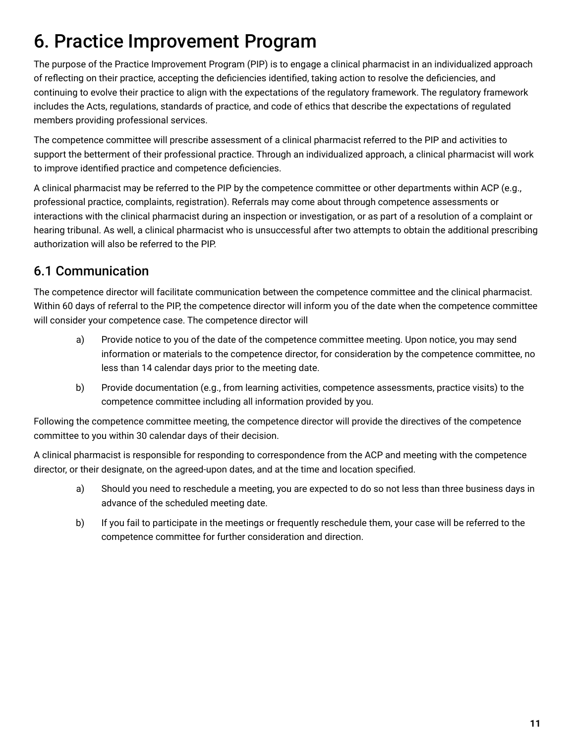# 6. Practice Improvement Program

The purpose of the Practice Improvement Program (PIP) is to engage a clinical pharmacist in an individualized approach of reflecting on their practice, accepting the deficiencies identified, taking action to resolve the deficiencies, and continuing to evolve their practice to align with the expectations of the regulatory framework. The regulatory framework includes the Acts, regulations, standards of practice, and code of ethics that describe the expectations of regulated members providing professional services.

The competence committee will prescribe assessment of a clinical pharmacist referred to the PIP and activities to support the betterment of their professional practice. Through an individualized approach, a clinical pharmacist will work to improve identified practice and competence deficiencies.

A clinical pharmacist may be referred to the PIP by the competence committee or other departments within ACP (e.g., professional practice, complaints, registration). Referrals may come about through competence assessments or interactions with the clinical pharmacist during an inspection or investigation, or as part of a resolution of a complaint or hearing tribunal. As well, a clinical pharmacist who is unsuccessful after two attempts to obtain the additional prescribing authorization will also be referred to the PIP.

## 6.1 Communication

The competence director will facilitate communication between the competence committee and the clinical pharmacist. Within 60 days of referral to the PIP, the competence director will inform you of the date when the competence committee will consider your competence case. The competence director will

a) Provide notice to you of the date of the competence committee meeting. Upon notice, you may send information or materials to the competence director, for consideration by the competence committee, no less than 14 calendar days prior to the meeting date.

b) Provide documentation (e.g., from learning activities, competence assessments, practice visits) to the competence committee including all information provided by you.

Following the competence committee meeting, the competence director will provide the directives of the competence committee to you within 30 calendar days of their decision.

A clinical pharmacist is responsible for responding to correspondence from the ACP and meeting with the competence director, or their designate, on the agreed-upon dates, and at the time and location specified.

a) Should you need to reschedule a meeting, you are expected to do so not less than three business days in advance of the scheduled meeting date.

b) If you fail to participate in the meetings or frequently reschedule them, your case will be referred to the competence committee for further consideration and direction.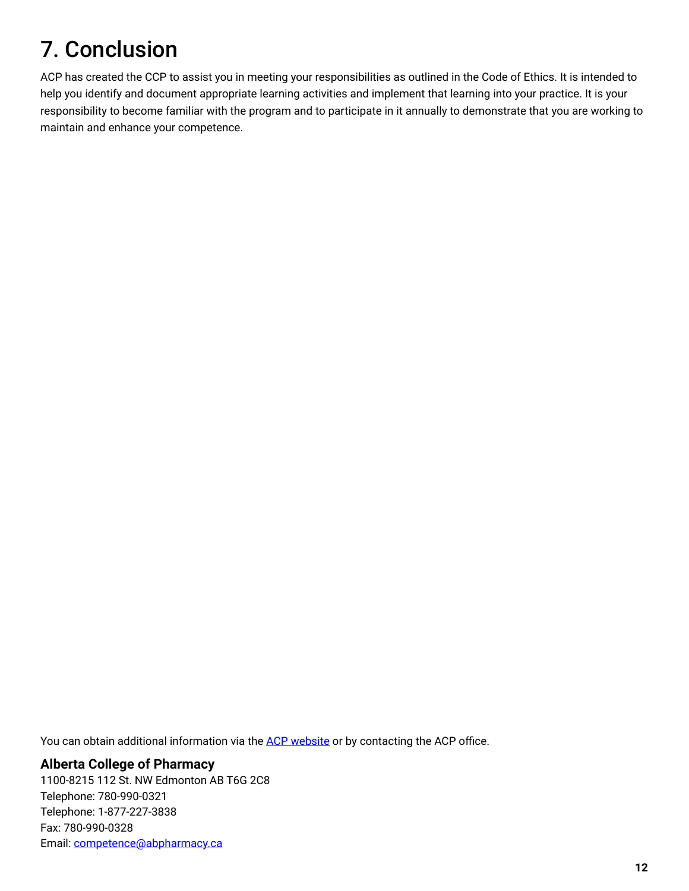# 7. Conclusion

ACP has created the CCP to assist you in meeting your responsibilities as outlined in the Code of Ethics. It is intended to help you identify and document appropriate learning activities and implement that learning into your practice. It is your responsibility to become familiar with the program and to participate in it annually to demonstrate that you are working to maintain and enhance your competence.

You can obtain additional information via the [ACP website] or by contacting the ACP office.

**Alberta College of Pharmacy**
1100-8215 112 St. NW Edmonton AB T6G 2C8
Telephone: 780-990-0321
Telephone: 1-877-227-3838
Fax: 780-990-0328
Email: competence@abpharmacy.ca